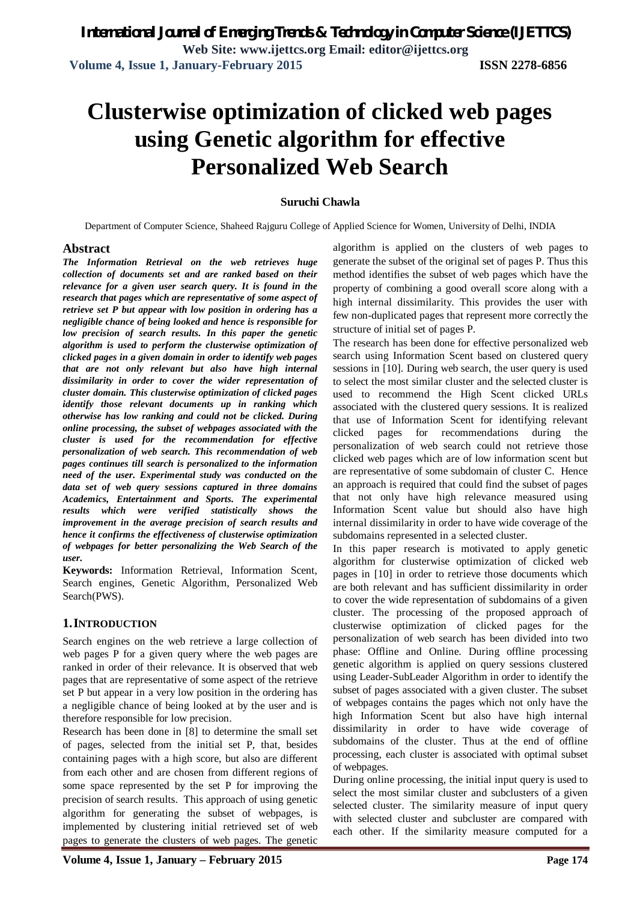# Clusterwise optimization of clicked web pages using Genetic algorithm for effective Personalized Web Search

**Suruchi Chawla**

Department of Computer Science, Shaheed Rajguru College of Applied Science for Women, University of Delhi, INDIA

## Abstract

***The Information Retrieval on the web retrieves huge collection of documents set and are ranked based on their relevance for a given user search query. It is found in the research that pages which are representative of some aspect of retrieve set P but appear with low position in ordering has a negligible chance of being looked and hence is responsible for low precision of search results. In this paper the genetic algorithm is used to perform the clusterwise optimization of clicked pages in a given domain in order to identify web pages that are not only relevant but also have high internal dissimilarity in order to cover the wider representation of cluster domain. This clusterwise optimization of clicked pages identify those relevant documents up in ranking which otherwise has low ranking and could not be clicked. During online processing, the subset of webpages associated with the cluster is used for the recommendation for effective personalization of web search. This recommendation of web pages continues till search is personalized to the information need of the user. Experimental study was conducted on the data set of web query sessions captured in three domains Academics, Entertainment and Sports. The experimental results which were verified statistically shows the improvement in the average precision of search results and hence it confirms the effectiveness of clusterwise optimization of webpages for better personalizing the Web Search of the user.***

**Keywords:** Information Retrieval, Information Scent, Search engines, Genetic Algorithm, Personalized Web Search(PWS).

## 1. INTRODUCTION

Search engines on the web retrieve a large collection of web pages P for a given query where the web pages are ranked in order of their relevance. It is observed that web pages that are representative of some aspect of the retrieve set P but appear in a very low position in the ordering has a negligible chance of being looked at by the user and is therefore responsible for low precision.

Research has been done in [8] to determine the small set of pages, selected from the initial set P, that, besides containing pages with a high score, but also are different from each other and are chosen from different regions of some space represented by the set P for improving the precision of search results. This approach of using genetic algorithm for generating the subset of webpages, is implemented by clustering initial retrieved set of web pages to generate the clusters of web pages. The genetic algorithm is applied on the clusters of web pages to generate the subset of the original set of pages P. Thus this method identifies the subset of web pages which have the property of combining a good overall score along with a high internal dissimilarity. This provides the user with few non-duplicated pages that represent more correctly the structure of initial set of pages P.

The research has been done for effective personalized web search using Information Scent based on clustered query sessions in [10]. During web search, the user query is used to select the most similar cluster and the selected cluster is used to recommend the High Scent clicked URLs associated with the clustered query sessions. It is realized that use of Information Scent for identifying relevant clicked pages for recommendations during the personalization of web search could not retrieve those clicked web pages which are of low information scent but are representative of some subdomain of cluster C. Hence an approach is required that could find the subset of pages that not only have high relevance measured using Information Scent value but should also have high internal dissimilarity in order to have wide coverage of the subdomains represented in a selected cluster.

In this paper research is motivated to apply genetic algorithm for clusterwise optimization of clicked web pages in [10] in order to retrieve those documents which are both relevant and has sufficient dissimilarity in order to cover the wide representation of subdomains of a given cluster. The processing of the proposed approach of clusterwise optimization of clicked pages for the personalization of web search has been divided into two phase: Offline and Online. During offline processing genetic algorithm is applied on query sessions clustered using Leader-SubLeader Algorithm in order to identify the subset of pages associated with a given cluster. The subset of webpages contains the pages which not only have the high Information Scent but also have high internal dissimilarity in order to have wide coverage of subdomains of the cluster. Thus at the end of offline processing, each cluster is associated with optimal subset of webpages.

During online processing, the initial input query is used to select the most similar cluster and subclusters of a given selected cluster. The similarity measure of input query with selected cluster and subcluster are compared with each other. If the similarity measure computed for a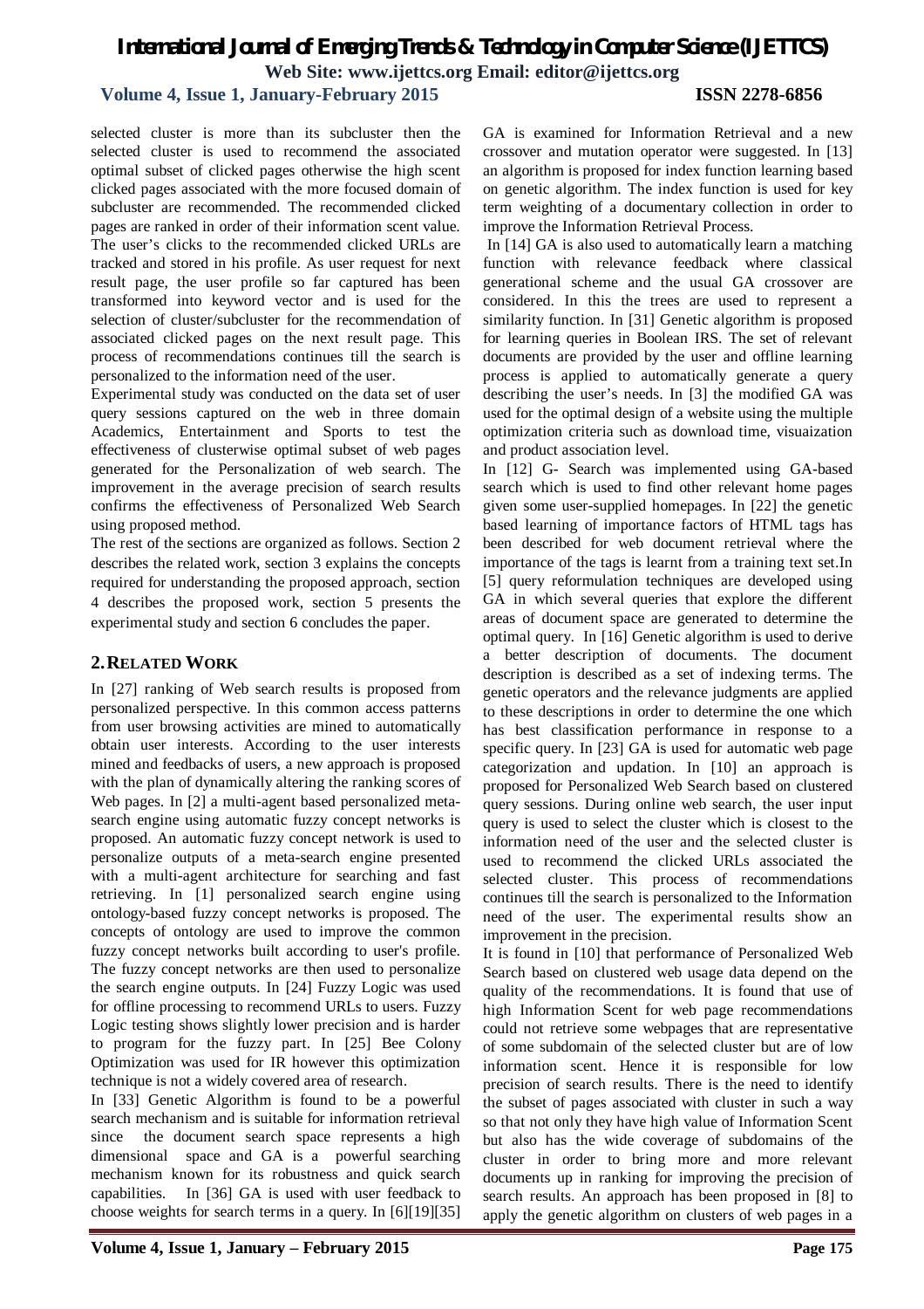selected cluster is more than its subcluster then the selected cluster is used to recommend the associated optimal subset of clicked pages otherwise the high scent clicked pages associated with the more focused domain of subcluster are recommended. The recommended clicked pages are ranked in order of their information scent value. The user's clicks to the recommended clicked URLs are tracked and stored in his profile. As user request for next result page, the user profile so far captured has been transformed into keyword vector and is used for the selection of cluster/subcluster for the recommendation of associated clicked pages on the next result page. This process of recommendations continues till the search is personalized to the information need of the user.

Experimental study was conducted on the data set of user query sessions captured on the web in three domain Academics, Entertainment and Sports to test the effectiveness of clusterwise optimal subset of web pages generated for the Personalization of web search. The improvement in the average precision of search results confirms the effectiveness of Personalized Web Search using proposed method.

The rest of the sections are organized as follows. Section 2 describes the related work, section 3 explains the concepts required for understanding the proposed approach, section 4 describes the proposed work, section 5 presents the experimental study and section 6 concludes the paper.

## 2. RELATED WORK

In [27] ranking of Web search results is proposed from personalized perspective. In this common access patterns from user browsing activities are mined to automatically obtain user interests. According to the user interests mined and feedbacks of users, a new approach is proposed with the plan of dynamically altering the ranking scores of Web pages. In [2] a multi-agent based personalized meta-search engine using automatic fuzzy concept networks is proposed. An automatic fuzzy concept network is used to personalize outputs of a meta-search engine presented with a multi-agent architecture for searching and fast retrieving. In [1] personalized search engine using ontology-based fuzzy concept networks is proposed. The concepts of ontology are used to improve the common fuzzy concept networks built according to user's profile. The fuzzy concept networks are then used to personalize the search engine outputs. In [24] Fuzzy Logic was used for offline processing to recommend URLs to users. Fuzzy Logic testing shows slightly lower precision and is harder to program for the fuzzy part. In [25] Bee Colony Optimization was used for IR however this optimization technique is not a widely covered area of research.

In [33] Genetic Algorithm is found to be a powerful search mechanism and is suitable for information retrieval since the document search space represents a high dimensional space and GA is a powerful searching mechanism known for its robustness and quick search capabilities. In [36] GA is used with user feedback to choose weights for search terms in a query. In [6][19][35] GA is examined for Information Retrieval and a new crossover and mutation operator were suggested. In [13] an algorithm is proposed for index function learning based on genetic algorithm. The index function is used for key term weighting of a documentary collection in order to improve the Information Retrieval Process.

In [14] GA is also used to automatically learn a matching function with relevance feedback where classical generational scheme and the usual GA crossover are considered. In this the trees are used to represent a similarity function. In [31] Genetic algorithm is proposed for learning queries in Boolean IRS. The set of relevant documents are provided by the user and offline learning process is applied to automatically generate a query describing the user's needs. In [3] the modified GA was used for the optimal design of a website using the multiple optimization criteria such as download time, visuaization and product association level.

In [12] G- Search was implemented using GA-based search which is used to find other relevant home pages given some user-supplied homepages. In [22] the genetic based learning of importance factors of HTML tags has been described for web document retrieval where the importance of the tags is learnt from a training text set.In [5] query reformulation techniques are developed using GA in which several queries that explore the different areas of document space are generated to determine the optimal query. In [16] Genetic algorithm is used to derive a better description of documents. The document description is described as a set of indexing terms. The genetic operators and the relevance judgments are applied to these descriptions in order to determine the one which has best classification performance in response to a specific query. In [23] GA is used for automatic web page categorization and updation. In [10] an approach is proposed for Personalized Web Search based on clustered query sessions. During online web search, the user input query is used to select the cluster which is closest to the information need of the user and the selected cluster is used to recommend the clicked URLs associated the selected cluster. This process of recommendations continues till the search is personalized to the Information need of the user. The experimental results show an improvement in the precision.

It is found in [10] that performance of Personalized Web Search based on clustered web usage data depend on the quality of the recommendations. It is found that use of high Information Scent for web page recommendations could not retrieve some webpages that are representative of some subdomain of the selected cluster but are of low information scent. Hence it is responsible for low precision of search results. There is the need to identify the subset of pages associated with cluster in such a way so that not only they have high value of Information Scent but also has the wide coverage of subdomains of the cluster in order to bring more and more relevant documents up in ranking for improving the precision of search results. An approach has been proposed in [8] to apply the genetic algorithm on clusters of web pages in a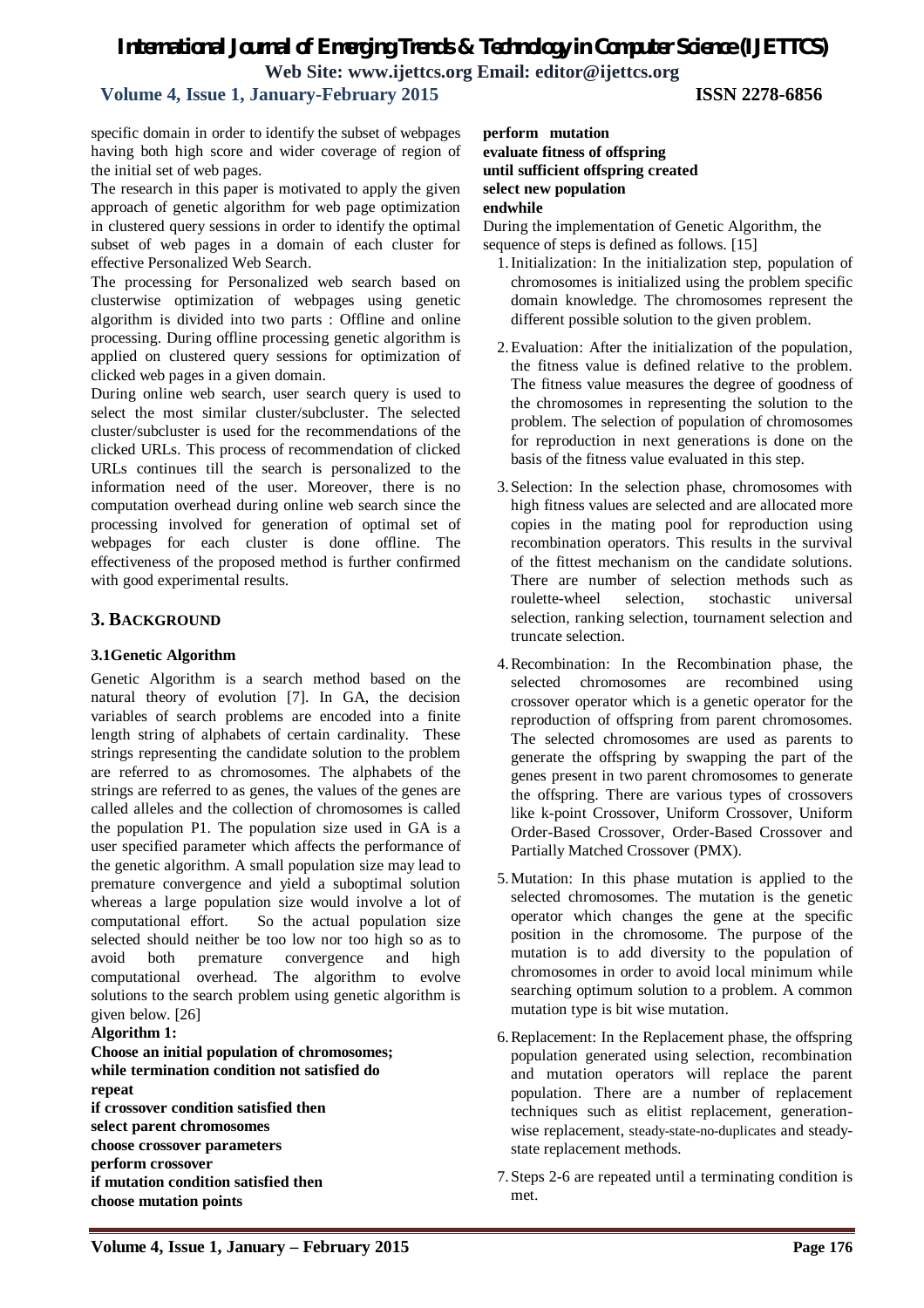specific domain in order to identify the subset of webpages having both high score and wider coverage of region of the initial set of web pages.

The research in this paper is motivated to apply the given approach of genetic algorithm for web page optimization in clustered query sessions in order to identify the optimal subset of web pages in a domain of each cluster for effective Personalized Web Search.

The processing for Personalized web search based on clusterwise optimization of webpages using genetic algorithm is divided into two parts : Offline and online processing. During offline processing genetic algorithm is applied on clustered query sessions for optimization of clicked web pages in a given domain.

During online web search, user search query is used to select the most similar cluster/subcluster. The selected cluster/subcluster is used for the recommendations of the clicked URLs. This process of recommendation of clicked URLs continues till the search is personalized to the information need of the user. Moreover, there is no computation overhead during online web search since the processing involved for generation of optimal set of webpages for each cluster is done offline. The effectiveness of the proposed method is further confirmed with good experimental results.

## 3. BACKGROUND

### 3.1 Genetic Algorithm

Genetic Algorithm is a search method based on the natural theory of evolution [7]. In GA, the decision variables of search problems are encoded into a finite length string of alphabets of certain cardinality. These strings representing the candidate solution to the problem are referred to as chromosomes. The alphabets of the strings are referred to as genes, the values of the genes are called alleles and the collection of chromosomes is called the population P1. The population size used in GA is a user specified parameter which affects the performance of the genetic algorithm. A small population size may lead to premature convergence and yield a suboptimal solution whereas a large population size would involve a lot of computational effort. So the actual population size selected should neither be too low nor too high so as to avoid both premature convergence and high computational overhead. The algorithm to evolve solutions to the search problem using genetic algorithm is given below. [26]

**Algorithm 1:**
**Choose an initial population of chromosomes;**
**while termination condition not satisfied do**
**repeat**
**if crossover condition satisfied then**
**select parent chromosomes**
**choose crossover parameters**
**perform crossover**
**if mutation condition satisfied then**
**choose mutation points**
**perform mutation**
**evaluate fitness of offspring**
**until sufficient offspring created**
**select new population**
**endwhile**

During the implementation of Genetic Algorithm, the sequence of steps is defined as follows. [15]

1. Initialization: In the initialization step, population of chromosomes is initialized using the problem specific domain knowledge. The chromosomes represent the different possible solution to the given problem.
2. Evaluation: After the initialization of the population, the fitness value is defined relative to the problem. The fitness value measures the degree of goodness of the chromosomes in representing the solution to the problem. The selection of population of chromosomes for reproduction in next generations is done on the basis of the fitness value evaluated in this step.
3. Selection: In the selection phase, chromosomes with high fitness values are selected and are allocated more copies in the mating pool for reproduction using recombination operators. This results in the survival of the fittest mechanism on the candidate solutions. There are number of selection methods such as roulette-wheel selection, stochastic universal selection, ranking selection, tournament selection and truncate selection.
4. Recombination: In the Recombination phase, the selected chromosomes are recombined using crossover operator which is a genetic operator for the reproduction of offspring from parent chromosomes. The selected chromosomes are used as parents to generate the offspring by swapping the part of the genes present in two parent chromosomes to generate the offspring. There are various types of crossovers like k-point Crossover, Uniform Crossover, Uniform Order-Based Crossover, Order-Based Crossover and Partially Matched Crossover (PMX).
5. Mutation: In this phase mutation is applied to the selected chromosomes. The mutation is the genetic operator which changes the gene at the specific position in the chromosome. The purpose of the mutation is to add diversity to the population of chromosomes in order to avoid local minimum while searching optimum solution to a problem. A common mutation type is bit wise mutation.
6. Replacement: In the Replacement phase, the offspring population generated using selection, recombination and mutation operators will replace the parent population. There are a number of replacement techniques such as elitist replacement, generation-wise replacement, steady-state-no-duplicates and steady-state replacement methods.
7. Steps 2-6 are repeated until a terminating condition is met.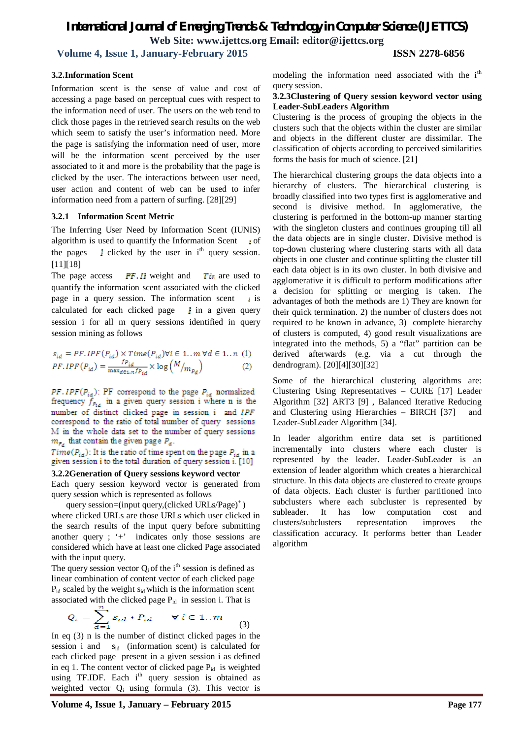### 3.2.Information Scent

Information scent is the sense of value and cost of accessing a page based on perceptual cues with respect to the information need of user. The users on the web tend to click those pages in the retrieved search results on the web which seem to satisfy the user's information need. More the page is satisfying the information need of user, more will be the information scent perceived by the user associated to it and more is the probability that the page is clicked by the user. The interactions between user need, user action and content of web can be used to infer information need from a pattern of surfing. [28][29]

#### 3.2.1 Information Scent Metric

The Inferring User Need by Information Scent (IUNIS) algorithm is used to quantify the Information Scent $s_{id}$ of the pages $P_{id}$ clicked by the user in i[th] query session. [11][18]

The page access $PF.IPF$ weight and $Time$ are used to quantify the information scent associated with the clicked page in a query session. The information scent $s_{id}$ is calculated for each clicked page $P_{id}$ in a given query session i for all m query sessions identified in query session mining as follows

$$s_{id} = PF.IPF(P_{id}) \times Time(P_{id}) \forall i \in 1..m \; \forall d \in 1..n \quad (1)$$

$$PF.IPF(P_{id}) = \frac{fp_{id}}{\max_{d \in 1..n} fp_{id}} \times \log\left(M / m_{P_d}\right) \quad (2)$$

$PF.IPF(P_{id})$: PF correspond to the page $P_{id}$ normalized frequency $f_{P_{id}}$ in a given query session i where n is the number of distinct clicked page in session i and $IPF$ correspond to the ratio of total number of query sessions M in the whole data set to the number of query sessions $m_{P_d}$ that contain the given page $P_d$.

$Time(P_{id})$: It is the ratio of time spent on the page $P_{id}$ in a given session i to the total duration of query session i. [10]

#### 3.2.2Generation of Query sessions keyword vector

Each query session keyword vector is generated from query session which is represented as follows

query session=(input query,(clicked URLs/Page)$^+$)

where clicked URLs are those URLs which user clicked in the search results of the input query before submitting another query ; '+' indicates only those sessions are considered which have at least one clicked Page associated with the input query.

The query session vector $Q_i$ of the i[th] session is defined as linear combination of content vector of each clicked page $P_{id}$ scaled by the weight $s_{id}$ which is the information scent associated with the clicked page $P_{id}$ in session i. That is

$$Q_i = \sum_{d=1}^{n} s_{id} * P_{id} \qquad \forall i \in 1..m \quad (3)$$

In eq (3) n is the number of distinct clicked pages in the session i and $s_{id}$ (information scent) is calculated for each clicked page present in a given session i as defined in eq 1. The content vector of clicked page $P_{id}$ is weighted using TF.IDF. Each i[th] query session is obtained as weighted vector $Q_i$ using formula (3). This vector is modeling the information need associated with the i[th] query session.

#### 3.2.3Clustering of Query session keyword vector using Leader-SubLeaders Algorithm

Clustering is the process of grouping the objects in the clusters such that the objects within the cluster are similar and objects in the different cluster are dissimilar. The classification of objects according to perceived similarities forms the basis for much of science. [21]

The hierarchical clustering groups the data objects into a hierarchy of clusters. The hierarchical clustering is broadly classified into two types first is agglomerative and second is divisive method. In agglomerative, the clustering is performed in the bottom-up manner starting with the singleton clusters and continues grouping till all the data objects are in single cluster. Divisive method is top-down clustering where clustering starts with all data objects in one cluster and continue splitting the cluster till each data object is in its own cluster. In both divisive and agglomerative it is difficult to perform modifications after a decision for splitting or merging is taken. The advantages of both the methods are 1) They are known for their quick termination. 2) the number of clusters does not required to be known in advance, 3) complete hierarchy of clusters is computed, 4) good result visualizations are integrated into the methods, 5) a "flat" partition can be derived afterwards (e.g. via a cut through the dendrogram). [20][4][30][32]

Some of the hierarchical clustering algorithms are: Clustering Using Representatives – CURE [17] Leader Algorithm [32] ART3 [9] , Balanced Iterative Reducing and Clustering using Hierarchies – BIRCH [37] and Leader-SubLeader Algorithm [34].

In leader algorithm entire data set is partitioned incrementally into clusters where each cluster is represented by the leader. Leader-SubLeader is an extension of leader algorithm which creates a hierarchical structure. In this data objects are clustered to create groups of data objects. Each cluster is further partitioned into subclusters where each subcluster is represented by subleader. It has low computation cost and clusters/subclusters representation improves the classification accuracy. It performs better than Leader algorithm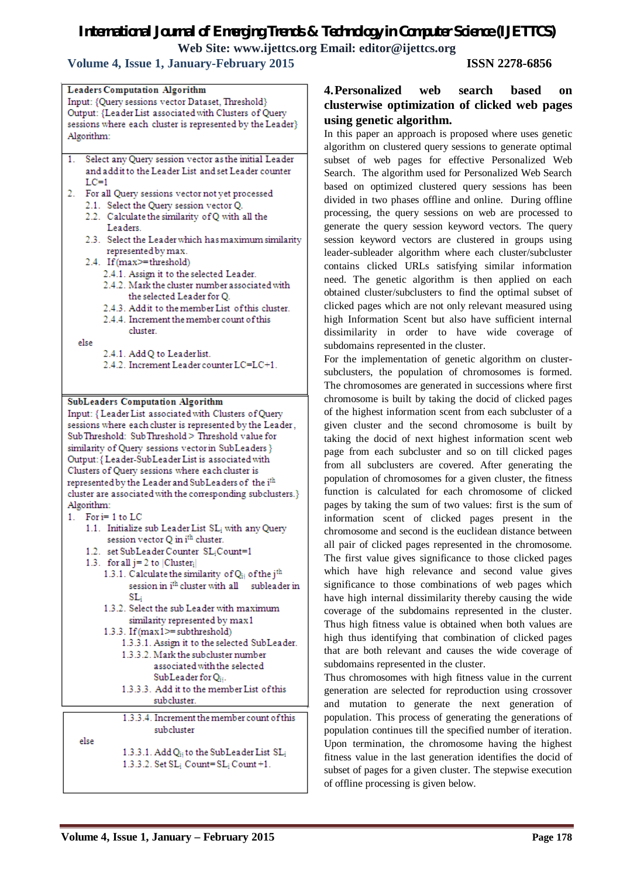**Leaders Computation Algorithm**

Input: {Query sessions vector Dataset, Threshold}

Output: {Leader List associated with Clusters of Query sessions where each cluster is represented by the Leader}

Algorithm:

1. Select any Query session vector as the initial Leader and add it to the Leader List and set Leader counter LC=1
2. For all Query sessions vector not yet processed
   - 2.1. Select the Query session vector Q.
   - 2.2. Calculate the similarity of Q with all the Leaders.
   - 2.3. Select the Leader which has maximum similarity represented by max.
   - 2.4. If (max>=threshold)
     - 2.4.1. Assign it to the selected Leader.
     - 2.4.2. Mark the cluster number associated with the selected Leader for Q.
     - 2.4.3. Add it to the member List of this cluster.
     - 2.4.4. Increment the member count of this cluster.

   else
     - 2.4.1. Add Q to Leader list.
     - 2.4.2. Increment Leader counter LC=LC+1.

**SubLeaders Computation Algorithm**

Input: { Leader List associated with Clusters of Query sessions where each cluster is represented by the Leader, Sub Threshold: Sub Threshold > Threshold value for similarity of Query sessions vector in SubLeaders }

Output: { Leader-SubLeader List is associated with Clusters of Query sessions where each cluster is represented by the Leader and SubLeaders of the $i^{th}$ cluster are associated with the corresponding subclusters.}

Algorithm:

1. For i= 1 to LC
   - 1.1. Initialize sub Leader List $SL_i$ with any Query session vector Q in $i^{th}$ cluster.
   - 1.2. set SubLeader Counter $SL_i$Count=1
   - 1.3. for all j= 2 to |$Cluster_i$|
     - 1.3.1. Calculate the similarity of $Q_{ij}$ of the $j^{th}$ session in $i^{th}$ cluster with all subleader in $SL_i$
     - 1.3.2. Select the sub Leader with maximum similarity represented by max1
     - 1.3.3. If (max1>= subthreshold)
       - 1.3.3.1. Assign it to the selected SubLeader.
       - 1.3.3.2. Mark the subcluster number associated with the selected SubLeader for $Q_{ij}$.
       - 1.3.3.3. Add it to the member List of this subcluster.
       - 1.3.3.4. Increment the member count of this subcluster

     else
       - 1.3.3.1. Add $Q_{ij}$ to the SubLeader List $SL_i$
       - 1.3.3.2. Set $SL_i$ Count= $SL_i$ Count+1.

## 4. Personalized web search based on clusterwise optimization of clicked web pages using genetic algorithm.

In this paper an approach is proposed where uses genetic algorithm on clustered query sessions to generate optimal subset of web pages for effective Personalized Web Search. The algorithm used for Personalized Web Search based on optimized clustered query sessions has been divided in two phases offline and online. During offline processing, the query sessions on web are processed to generate the query session keyword vectors. The query session keyword vectors are clustered in groups using leader-subleader algorithm where each cluster/subcluster contains clicked URLs satisfying similar information need. The genetic algorithm is then applied on each obtained cluster/subclusters to find the optimal subset of clicked pages which are not only relevant measured using high Information Scent but also have sufficient internal dissimilarity in order to have wide coverage of subdomains represented in the cluster.

For the implementation of genetic algorithm on cluster-subclusters, the population of chromosomes is formed. The chromosomes are generated in successions where first chromosome is built by taking the docid of clicked pages of the highest information scent from each subcluster of a given cluster and the second chromosome is built by taking the docid of next highest information scent web page from each subcluster and so on till clicked pages from all subclusters are covered. After generating the population of chromosomes for a given cluster, the fitness function is calculated for each chromosome of clicked pages by taking the sum of two values: first is the sum of information scent of clicked pages present in the chromosome and second is the euclidean distance between all pair of clicked pages represented in the chromosome. The first value gives significance to those clicked pages which have high relevance and second value gives significance to those combinations of web pages which have high internal dissimilarity thereby causing the wide coverage of the subdomains represented in the cluster. Thus high fitness value is obtained when both values are high thus identifying that combination of clicked pages that are both relevant and causes the wide coverage of subdomains represented in the cluster.

Thus chromosomes with high fitness value in the current generation are selected for reproduction using crossover and mutation to generate the next generation of population. This process of generating the generations of population continues till the specified number of iteration. Upon termination, the chromosome having the highest fitness value in the last generation identifies the docid of subset of pages for a given cluster. The stepwise execution of offline processing is given below.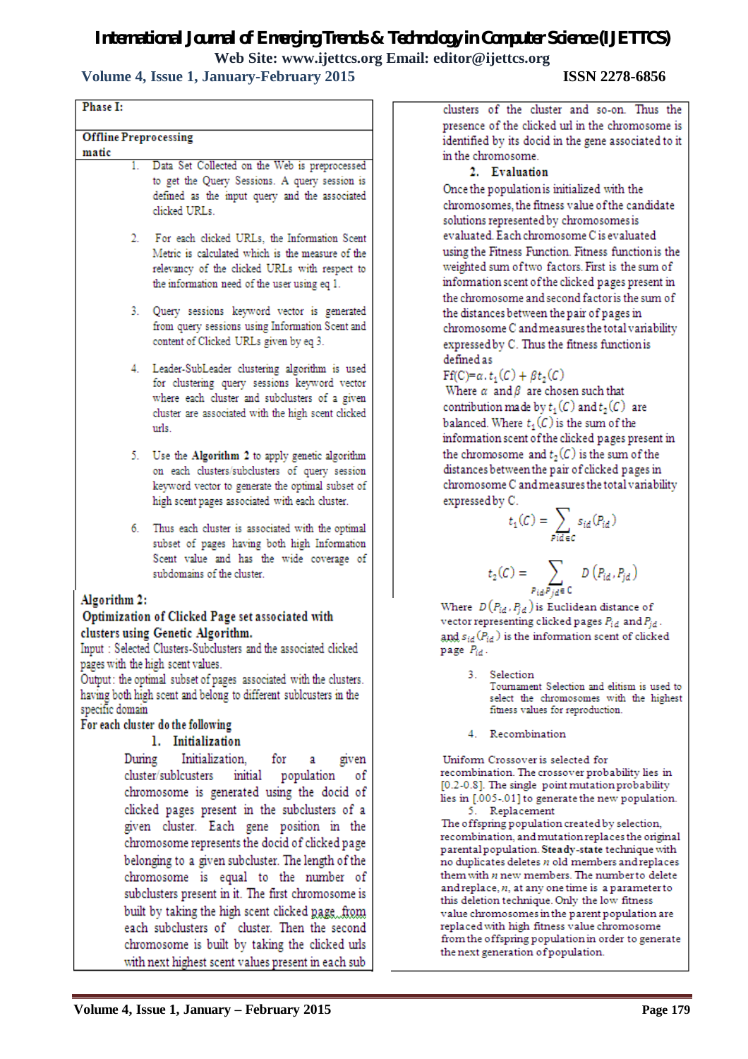**Phase I:**

**Offline Preprocessing**

**matic**

1. Data Set Collected on the Web is preprocessed to get the Query Sessions. A query session is defined as the input query and the associated clicked URLs.

2. For each clicked URLs, the Information Scent Metric is calculated which is the measure of the relevancy of the clicked URLs with respect to the information need of the user using eq 1.

3. Query sessions keyword vector is generated from query sessions using Information Scent and content of Clicked URLs given by eq 3.

4. Leader-SubLeader clustering algorithm is used for clustering query sessions keyword vector where each cluster and subclusters of a given cluster are associated with the high scent clicked urls.

5. Use the **Algorithm 2** to apply genetic algorithm on each clusters/subclusters of query session keyword vector to generate the optimal subset of high scent pages associated with each cluster.

6. Thus each cluster is associated with the optimal subset of pages having both high Information Scent value and has the wide coverage of subdomains of the cluster.

**Algorithm 2:**

**Optimization of Clicked Page set associated with clusters using Genetic Algorithm.**

Input : Selected Clusters-Subclusters and the associated clicked pages with the high scent values.

Output: the optimal subset of pages associated with the clusters. having both high scent and belong to different sublcusters in the specific domain

For each cluster do the following

1. **Initialization**

During Initialization, for a given cluster/sublcusters initial population of chromosome is generated using the docid of clicked pages present in the subclusters of a given cluster. Each gene position in the chromosome represents the docid of clicked page belonging to a given subcluster. The length of the chromosome is equal to the number of subclusters present in it. The first chromosome is built by taking the high scent clicked page from each subclusters of cluster. Then the second chromosome is built by taking the clicked urls with next highest scent values present in each sub clusters of the cluster and so-on. Thus the presence of the clicked url in the chromosome is identified by its docid in the gene associated to it in the chromosome.

2. **Evaluation**

Once the population is initialized with the chromosomes, the fitness value of the candidate solutions represented by chromosomes is evaluated. Each chromosome C is evaluated using the Fitness Function. Fitness function is the weighted sum of two factors. First is the sum of information scent of the clicked pages present in the chromosome and second factor is the sum of the distances between the pair of pages in chromosome C and measures the total variability expressed by C. Thus the fitness function is defined as

$Ff(C) = \alpha . t_1(C) + \beta t_2(C)$

Where $\alpha$ and $\beta$ are chosen such that contribution made by $t_1(C)$ and $t_2(C)$ are balanced. Where $t_1(C)$ is the sum of the information scent of the clicked pages present in the chromosome and $t_2(C)$ is the sum of the distances between the pair of clicked pages in chromosome C and measures the total variability expressed by C.

$$t_1(C) = \sum_{Pid \in C} s_{id}(P_{id})$$

$$t_2(C) = \sum_{P_{id} P_{jd} \in C} D\left(P_{id}, P_{jd}\right)$$

Where $D(P_{id}, P_{jd})$ is Euclidean distance of vector representing clicked pages $P_{id}$ and $P_{jd}$. and $s_{id}(P_{id})$ is the information scent of clicked page $P_{id}$.

3. Selection

Tournament Selection and elitism is used to select the chromosomes with the highest fitness values for reproduction.

4. Recombination

Uniform Crossover is selected for recombination. The crossover probability lies in [0.2-0.8]. The single point mutation probability lies in [.005-.01] to generate the new population.

5. Replacement

The offspring population created by selection, recombination, and mutation replaces the original parental population. **Steady-state** technique with no duplicates deletes $n$ old members and replaces them with $n$ new members. The number to delete and replace, $n$, at any one time is a parameter to this deletion technique. Only the low fitness value chromosomes in the parent population are replaced with high fitness value chromosome from the offspring population in order to generate the next generation of population.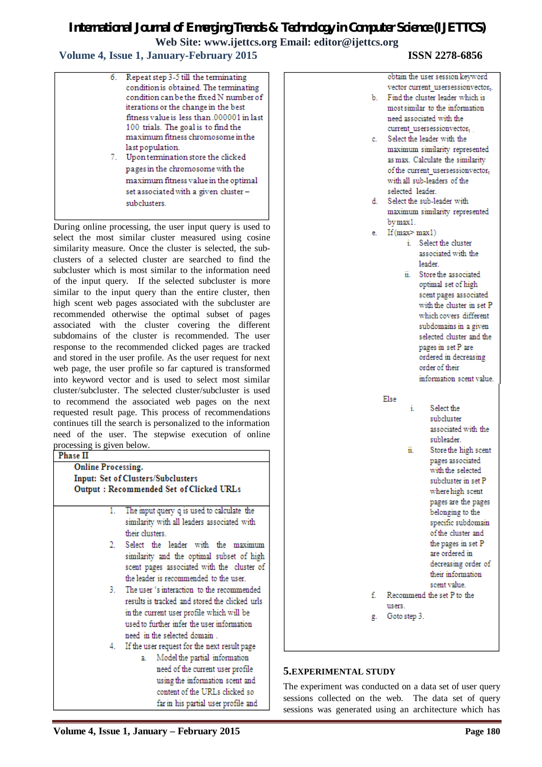6. Repeat step 3-5 till the terminating condition is obtained. The terminating condition can be the fixed N number of iterations or the change in the best fitness value is less than .000001 in last 100 trials. The goal is to find the maximum fitness chromosome in the last population.
7. Upon termination store the clicked pages in the chromosome with the maximum fitness value in the optimal set associated with a given cluster – subclusters.

During online processing, the user input query is used to select the most similar cluster measured using cosine similarity measure. Once the cluster is selected, the sub-clusters of a selected cluster are searched to find the subcluster which is most similar to the information need of the input query. If the selected subcluster is more similar to the input query than the entire cluster, then high scent web pages associated with the subcluster are recommended otherwise the optimal subset of pages associated with the cluster covering the different subdomains of the cluster is recommended. The user response to the recommended clicked pages are tracked and stored in the user profile. As the user request for next web page, the user profile so far captured is transformed into keyword vector and is used to select most similar cluster/subcluster. The selected cluster/subcluster is used to recommend the associated web pages on the next requested result page. This process of recommendations continues till the search is personalized to the information need of the user. The stepwise execution of online processing is given below.

**Phase II**

**Online Processing.**
**Input: Set of Clusters/Subclusters**
**Output : Recommended Set of Clicked URLs**

1. The input query q is used to calculate the similarity with all leaders associated with their clusters.
2. Select the leader with the maximum similarity and the optimal subset of high scent pages associated with the cluster of the leader is recommended to the user.
3. The user 's interaction to the recommended results is tracked and stored the clicked urls in the current user profile which will be used to further infer the user information need in the selected domain .
4. If the user request for the next result page
   a. Model the partial information need of the current user profile using the information scent and content of the URLs clicked so far in his partial user profile and obtain the user session keyword vector current_usersessionvector$_i$.
   b. Find the cluster leader which is most similar to the information need associated with the current_usersessionvector$_i$.
   c. Select the leader with the maximum similarity represented as max. Calculate the similarity of the current_usersessionvector$_i$ with all sub-leaders of the selected leader.
   d. Select the sub-leader with maximum similarity represented by max1.
   e. If (max> max1)
      i. Select the cluster associated with the leader.
      ii. Store the associated optimal set of high scent pages associated with the cluster in set P which covers different subdomains in a given selected cluster and the pages in set P are ordered in decreasing order of their information scent value.

      Else
      i. Select the subcluster associated with the subleader.
      ii. Store the high scent pages associated with the selected subcluster in set P where high scent pages are the pages belonging to the specific subdomain of the cluster and the pages in set P are ordered in decreasing order of their information scent value.
   f. Recommend the set P to the users.
   g. Goto step 3.

## 5.EXPERIMENTAL STUDY

The experiment was conducted on a data set of user query sessions collected on the web. The data set of query sessions was generated using an architecture which has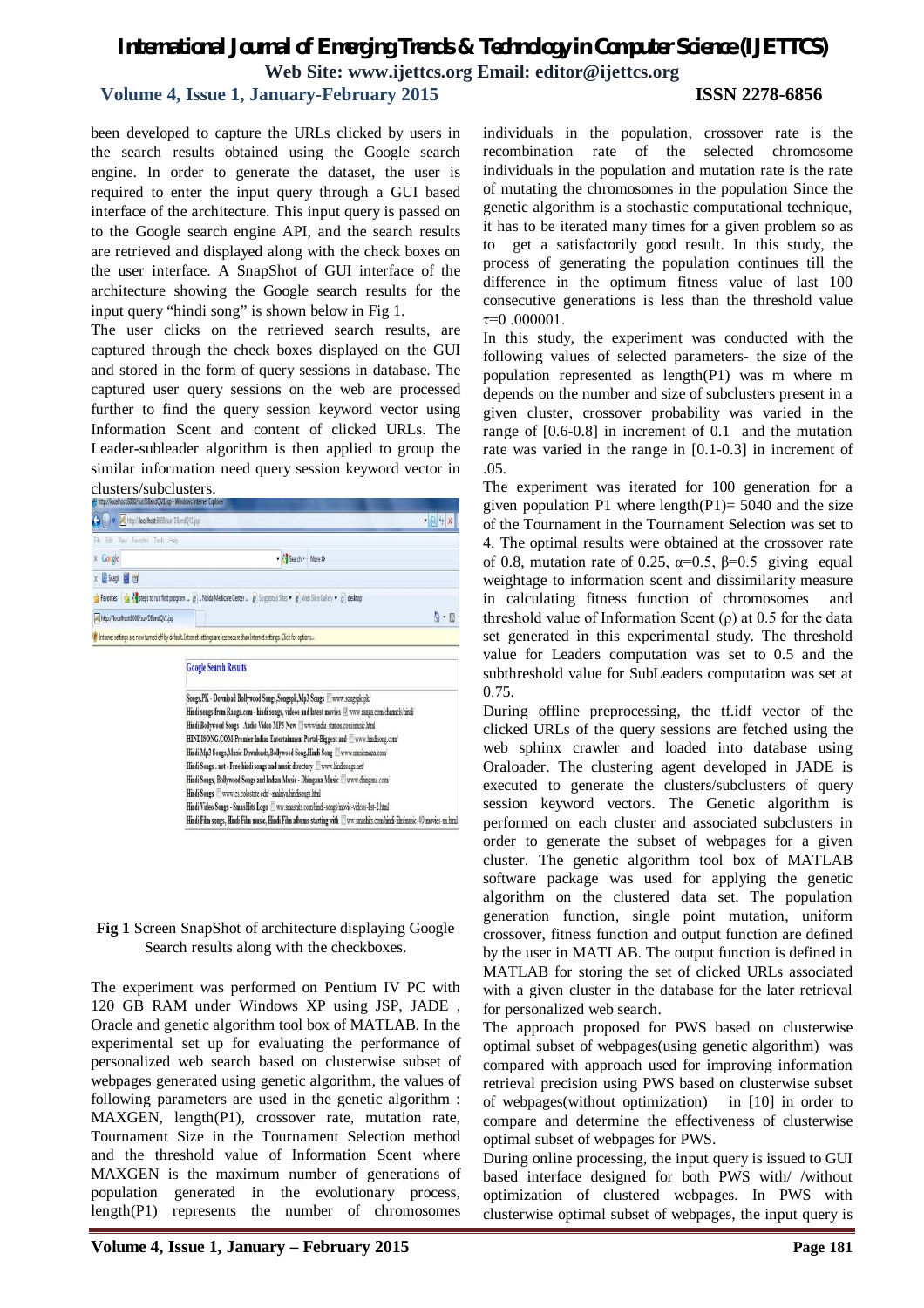been developed to capture the URLs clicked by users in the search results obtained using the Google search engine. In order to generate the dataset, the user is required to enter the input query through a GUI based interface of the architecture. This input query is passed on to the Google search engine API, and the search results are retrieved and displayed along with the check boxes on the user interface. A SnapShot of GUI interface of the architecture showing the Google search results for the input query "hindi song" is shown below in Fig 1.

The user clicks on the retrieved search results, are captured through the check boxes displayed on the GUI and stored in the form of query sessions in database. The captured user query sessions on the web are processed further to find the query session keyword vector using Information Scent and content of clicked URLs. The Leader-subleader algorithm is then applied to group the similar information need query session keyword vector in clusters/subclusters.

**Fig 1** Screen SnapShot of architecture displaying Google Search results along with the checkboxes.

The experiment was performed on Pentium IV PC with 120 GB RAM under Windows XP using JSP, JADE , Oracle and genetic algorithm tool box of MATLAB. In the experimental set up for evaluating the performance of personalized web search based on clusterwise subset of webpages generated using genetic algorithm, the values of following parameters are used in the genetic algorithm : MAXGEN, length(P1), crossover rate, mutation rate, Tournament Size in the Tournament Selection method and the threshold value of Information Scent where MAXGEN is the maximum number of generations of population generated in the evolutionary process, length(P1) represents the number of chromosomes individuals in the population, crossover rate is the recombination rate of the selected chromosome individuals in the population and mutation rate is the rate of mutating the chromosomes in the population Since the genetic algorithm is a stochastic computational technique, it has to be iterated many times for a given problem so as to get a satisfactorily good result. In this study, the process of generating the population continues till the difference in the optimum fitness value of last 100 consecutive generations is less than the threshold value $\tau$=0 .000001.

In this study, the experiment was conducted with the following values of selected parameters- the size of the population represented as length(P1) was m where m depends on the number and size of subclusters present in a given cluster, crossover probability was varied in the range of [0.6-0.8] in increment of 0.1 and the mutation rate was varied in the range in [0.1-0.3] in increment of .05.

The experiment was iterated for 100 generation for a given population P1 where length(P1)= 5040 and the size of the Tournament in the Tournament Selection was set to 4. The optimal results were obtained at the crossover rate of 0.8, mutation rate of 0.25, $\alpha$=0.5, $\beta$=0.5 giving equal weightage to information scent and dissimilarity measure in calculating fitness function of chromosomes and threshold value of Information Scent ($\rho$) at 0.5 for the data set generated in this experimental study. The threshold value for Leaders computation was set to 0.5 and the subthreshold value for SubLeaders computation was set at 0.75.

During offline preprocessing, the tf.idf vector of the clicked URLs of the query sessions are fetched using the web sphinx crawler and loaded into database using Oraloader. The clustering agent developed in JADE is executed to generate the clusters/subclusters of query session keyword vectors. The Genetic algorithm is performed on each cluster and associated subclusters in order to generate the subset of webpages for a given cluster. The genetic algorithm tool box of MATLAB software package was used for applying the genetic algorithm on the clustered data set. The population generation function, single point mutation, uniform crossover, fitness function and output function are defined by the user in MATLAB. The output function is defined in MATLAB for storing the set of clicked URLs associated with a given cluster in the database for the later retrieval for personalized web search.

The approach proposed for PWS based on clusterwise optimal subset of webpages(using genetic algorithm) was compared with approach used for improving information retrieval precision using PWS based on clusterwise subset of webpages(without optimization) in [10] in order to compare and determine the effectiveness of clusterwise optimal subset of webpages for PWS.

During online processing, the input query is issued to GUI based interface designed for both PWS with/ /without optimization of clustered webpages. In PWS with clusterwise optimal subset of webpages, the input query is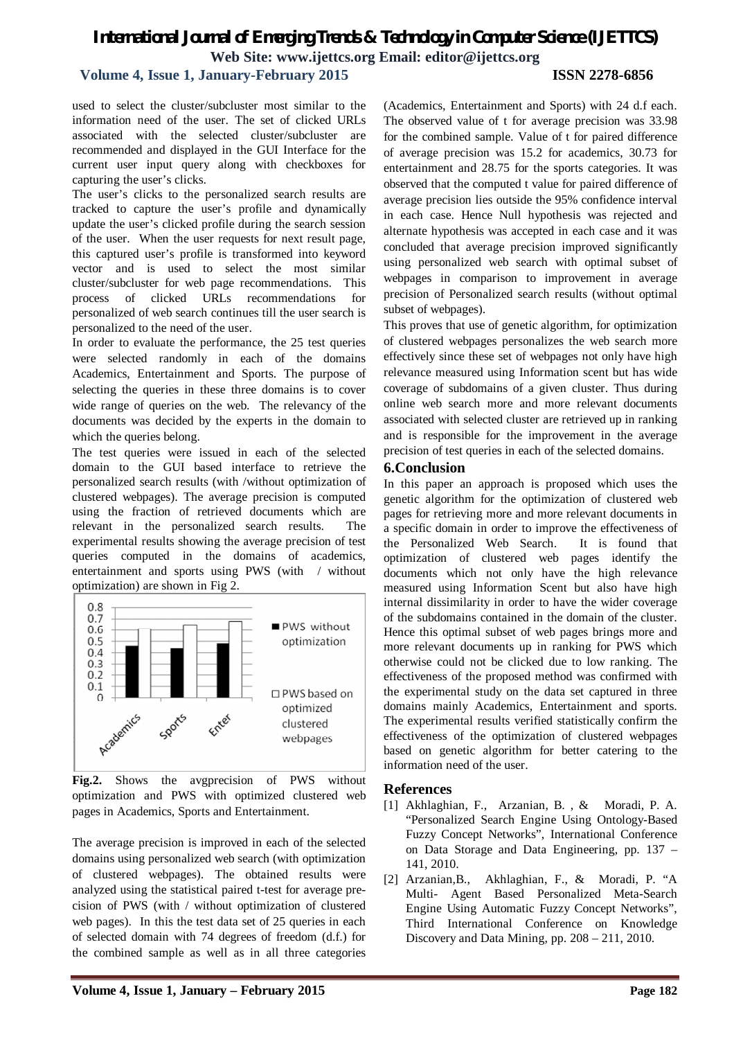used to select the cluster/subcluster most similar to the information need of the user. The set of clicked URLs associated with the selected cluster/subcluster are recommended and displayed in the GUI Interface for the current user input query along with checkboxes for capturing the user's clicks.

The user's clicks to the personalized search results are tracked to capture the user's profile and dynamically update the user's clicked profile during the search session of the user. When the user requests for next result page, this captured user's profile is transformed into keyword vector and is used to select the most similar cluster/subcluster for web page recommendations. This process of clicked URLs recommendations for personalized of web search continues till the user search is personalized to the need of the user.

In order to evaluate the performance, the 25 test queries were selected randomly in each of the domains Academics, Entertainment and Sports. The purpose of selecting the queries in these three domains is to cover wide range of queries on the web. The relevancy of the documents was decided by the experts in the domain to which the queries belong.

The test queries were issued in each of the selected domain to the GUI based interface to retrieve the personalized search results (with /without optimization of clustered webpages). The average precision is computed using the fraction of retrieved documents which are relevant in the personalized search results. The experimental results showing the average precision of test queries computed in the domains of academics, entertainment and sports using PWS (with / without optimization) are shown in Fig 2.

**Fig.2.** Shows the avgprecision of PWS without optimization and PWS with optimized clustered web pages in Academics, Sports and Entertainment.

The average precision is improved in each of the selected domains using personalized web search (with optimization of clustered webpages). The obtained results were analyzed using the statistical paired t-test for average precision of PWS (with / without optimization of clustered web pages). In this the test data set of 25 queries in each of selected domain with 74 degrees of freedom (d.f.) for the combined sample as well as in all three categories (Academics, Entertainment and Sports) with 24 d.f each. The observed value of t for average precision was 33.98 for the combined sample. Value of t for paired difference of average precision was 15.2 for academics, 30.73 for entertainment and 28.75 for the sports categories. It was observed that the computed t value for paired difference of average precision lies outside the 95% confidence interval in each case. Hence Null hypothesis was rejected and alternate hypothesis was accepted in each case and it was concluded that average precision improved significantly using personalized web search with optimal subset of webpages in comparison to improvement in average precision of Personalized search results (without optimal subset of webpages).

This proves that use of genetic algorithm, for optimization of clustered webpages personalizes the web search more effectively since these set of webpages not only have high relevance measured using Information scent but has wide coverage of subdomains of a given cluster. Thus during online web search more and more relevant documents associated with selected cluster are retrieved up in ranking and is responsible for the improvement in the average precision of test queries in each of the selected domains.

## 6.Conclusion

In this paper an approach is proposed which uses the genetic algorithm for the optimization of clustered web pages for retrieving more and more relevant documents in a specific domain in order to improve the effectiveness of the Personalized Web Search. It is found that optimization of clustered web pages identify the documents which not only have the high relevance measured using Information Scent but also have high internal dissimilarity in order to have the wider coverage of the subdomains contained in the domain of the cluster. Hence this optimal subset of web pages brings more and more relevant documents up in ranking for PWS which otherwise could not be clicked due to low ranking. The effectiveness of the proposed method was confirmed with the experimental study on the data set captured in three domains mainly Academics, Entertainment and sports. The experimental results verified statistically confirm the effectiveness of the optimization of clustered webpages based on genetic algorithm for better catering to the information need of the user.

## References

[1] Akhlaghian, F., Arzanian, B. , & Moradi, P. A. "Personalized Search Engine Using Ontology-Based Fuzzy Concept Networks", International Conference on Data Storage and Data Engineering, pp. 137 – 141, 2010.

[2] Arzanian,B., Akhlaghian, F., & Moradi, P. "A Multi- Agent Based Personalized Meta-Search Engine Using Automatic Fuzzy Concept Networks", Third International Conference on Knowledge Discovery and Data Mining, pp. 208 – 211, 2010.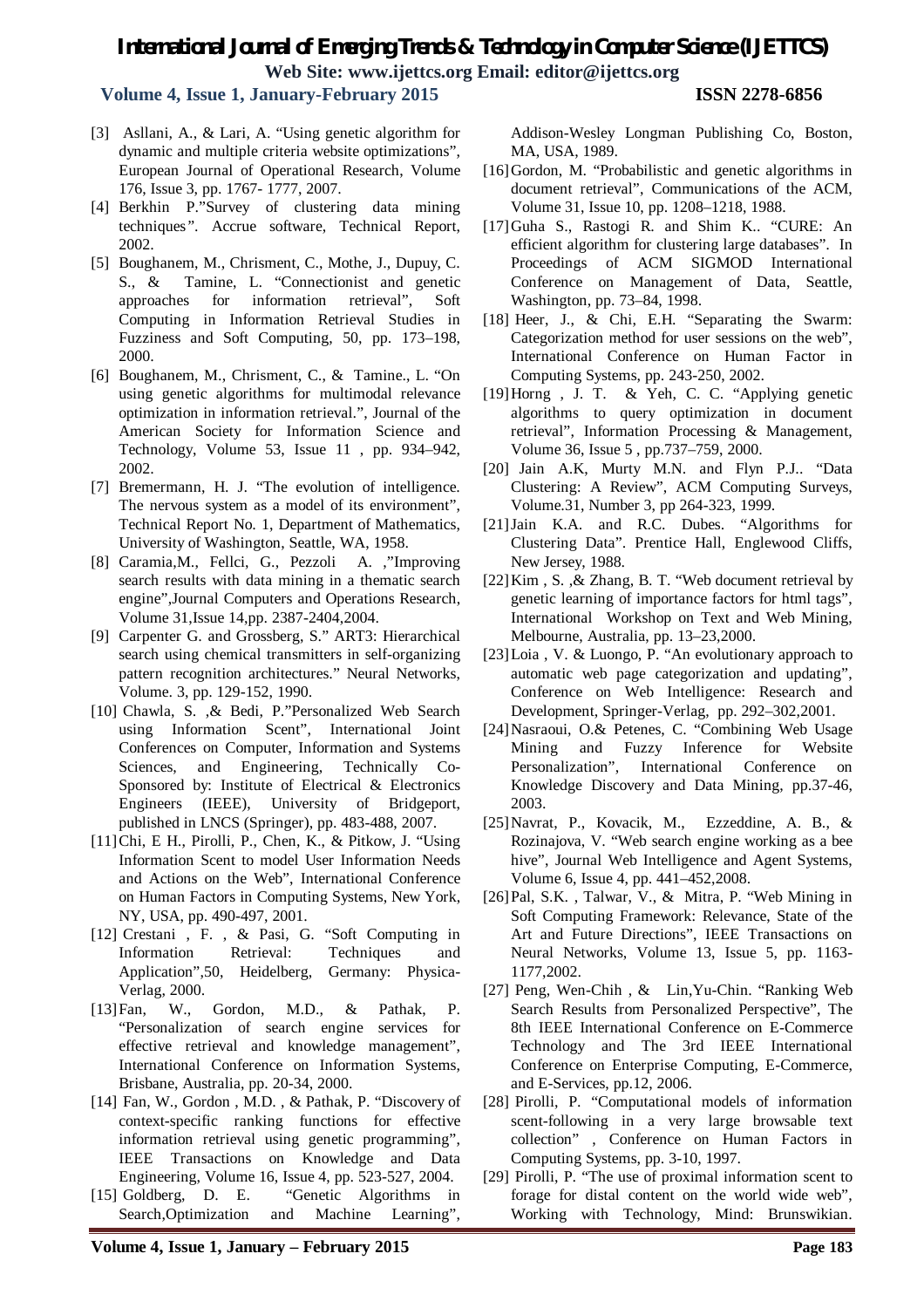[3] Asllani, A., & Lari, A. "Using genetic algorithm for dynamic and multiple criteria website optimizations", European Journal of Operational Research, Volume 176, Issue 3, pp. 1767- 1777, 2007.

[4] Berkhin P."Survey of clustering data mining techniques". Accrue software, Technical Report, 2002.

[5] Boughanem, M., Chrisment, C., Mothe, J., Dupuy, C. S., & Tamine, L. "Connectionist and genetic approaches for information retrieval", Soft Computing in Information Retrieval Studies in Fuzziness and Soft Computing, 50, pp. 173–198, 2000.

[6] Boughanem, M., Chrisment, C., & Tamine., L. "On using genetic algorithms for multimodal relevance optimization in information retrieval.", Journal of the American Society for Information Science and Technology, Volume 53, Issue 11 , pp. 934–942, 2002.

[7] Bremermann, H. J. "The evolution of intelligence. The nervous system as a model of its environment", Technical Report No. 1, Department of Mathematics, University of Washington, Seattle, WA, 1958.

[8] Caramia,M., Fellci, G., Pezzoli A. ,"Improving search results with data mining in a thematic search engine",Journal Computers and Operations Research, Volume 31,Issue 14,pp. 2387-2404,2004.

[9] Carpenter G. and Grossberg, S." ART3: Hierarchical search using chemical transmitters in self-organizing pattern recognition architectures." Neural Networks, Volume. 3, pp. 129-152, 1990.

[10] Chawla, S. ,& Bedi, P."Personalized Web Search using Information Scent", International Joint Conferences on Computer, Information and Systems Sciences, and Engineering, Technically Co-Sponsored by: Institute of Electrical & Electronics Engineers (IEEE), University of Bridgeport, published in LNCS (Springer), pp. 483-488, 2007.

[11] Chi, E H., Pirolli, P., Chen, K., & Pitkow, J. "Using Information Scent to model User Information Needs and Actions on the Web", International Conference on Human Factors in Computing Systems, New York, NY, USA, pp. 490-497, 2001.

[12] Crestani , F. , & Pasi, G. "Soft Computing in Information Retrieval: Techniques and Application",50, Heidelberg, Germany: Physica-Verlag, 2000.

[13] Fan, W., Gordon, M.D., & Pathak, P. "Personalization of search engine services for effective retrieval and knowledge management", International Conference on Information Systems, Brisbane, Australia, pp. 20-34, 2000.

[14] Fan, W., Gordon , M.D. , & Pathak, P. "Discovery of context-specific ranking functions for effective information retrieval using genetic programming", IEEE Transactions on Knowledge and Data Engineering, Volume 16, Issue 4, pp. 523-527, 2004.

[15] Goldberg, D. E. "Genetic Algorithms in Search,Optimization and Machine Learning", Addison-Wesley Longman Publishing Co, Boston, MA, USA, 1989.

[16] Gordon, M. "Probabilistic and genetic algorithms in document retrieval", Communications of the ACM, Volume 31, Issue 10, pp. 1208–1218, 1988.

[17] Guha S., Rastogi R. and Shim K.. "CURE: An efficient algorithm for clustering large databases". In Proceedings of ACM SIGMOD International Conference on Management of Data, Seattle, Washington, pp. 73–84, 1998.

[18] Heer, J., & Chi, E.H. "Separating the Swarm: Categorization method for user sessions on the web", International Conference on Human Factor in Computing Systems, pp. 243-250, 2002.

[19] Horng , J. T. & Yeh, C. C. "Applying genetic algorithms to query optimization in document retrieval", Information Processing & Management, Volume 36, Issue 5 , pp.737–759, 2000.

[20] Jain A.K, Murty M.N. and Flyn P.J.. "Data Clustering: A Review", ACM Computing Surveys, Volume.31, Number 3, pp 264-323, 1999.

[21] Jain K.A. and R.C. Dubes. "Algorithms for Clustering Data". Prentice Hall, Englewood Cliffs, New Jersey, 1988.

[22] Kim , S. ,& Zhang, B. T. "Web document retrieval by genetic learning of importance factors for html tags", International Workshop on Text and Web Mining, Melbourne, Australia, pp. 13–23,2000.

[23] Loia , V. & Luongo, P. "An evolutionary approach to automatic web page categorization and updating", Conference on Web Intelligence: Research and Development, Springer-Verlag, pp. 292–302,2001.

[24] Nasraoui, O.& Petenes, C. "Combining Web Usage Mining and Fuzzy Inference for Website Personalization", International Conference on Knowledge Discovery and Data Mining, pp.37-46, 2003.

[25] Navrat, P., Kovacik, M., Ezzeddine, A. B., & Rozinajova, V. "Web search engine working as a bee hive", Journal Web Intelligence and Agent Systems, Volume 6, Issue 4, pp. 441–452,2008.

[26] Pal, S.K. , Talwar, V., & Mitra, P. "Web Mining in Soft Computing Framework: Relevance, State of the Art and Future Directions", IEEE Transactions on Neural Networks, Volume 13, Issue 5, pp. 1163-1177,2002.

[27] Peng, Wen-Chih , & Lin,Yu-Chin. "Ranking Web Search Results from Personalized Perspective", The 8th IEEE International Conference on E-Commerce Technology and The 3rd IEEE International Conference on Enterprise Computing, E-Commerce, and E-Services, pp.12, 2006.

[28] Pirolli, P. "Computational models of information scent-following in a very large browsable text collection" , Conference on Human Factors in Computing Systems, pp. 3-10, 1997.

[29] Pirolli, P. "The use of proximal information scent to forage for distal content on the world wide web", Working with Technology, Mind: Brunswikian.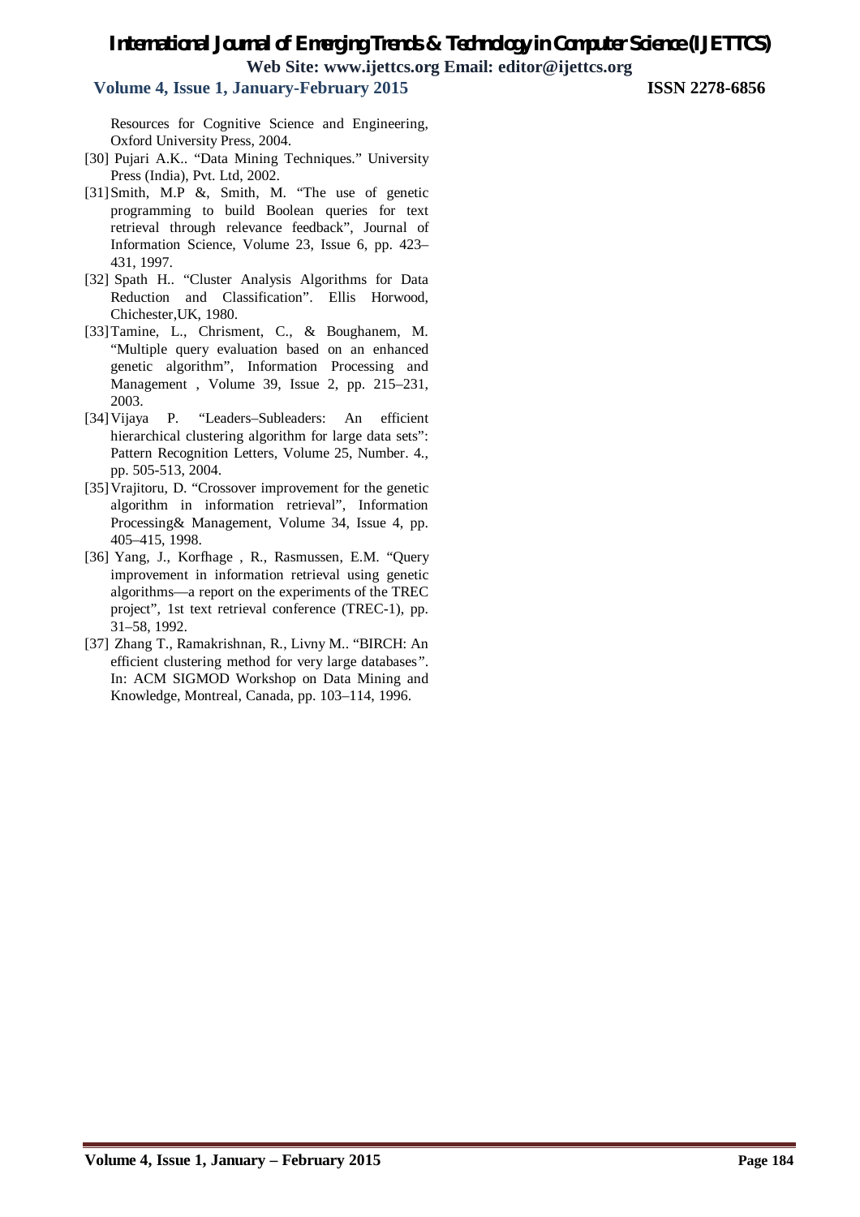Resources for Cognitive Science and Engineering, Oxford University Press, 2004.

[30] Pujari A.K.. "Data Mining Techniques." University Press (India), Pvt. Ltd, 2002.

[31] Smith, M.P &, Smith, M. "The use of genetic programming to build Boolean queries for text retrieval through relevance feedback", Journal of Information Science, Volume 23, Issue 6, pp. 423–431, 1997.

[32] Spath H.. "Cluster Analysis Algorithms for Data Reduction and Classification". Ellis Horwood, Chichester,UK, 1980.

[33] Tamine, L., Chrisment, C., & Boughanem, M. "Multiple query evaluation based on an enhanced genetic algorithm", Information Processing and Management , Volume 39, Issue 2, pp. 215–231, 2003.

[34] Vijaya P. "Leaders–Subleaders: An efficient hierarchical clustering algorithm for large data sets": Pattern Recognition Letters, Volume 25, Number. 4., pp. 505-513, 2004.

[35] Vrajitoru, D. "Crossover improvement for the genetic algorithm in information retrieval", Information Processing& Management, Volume 34, Issue 4, pp. 405–415, 1998.

[36] Yang, J., Korfhage , R., Rasmussen, E.M. "Query improvement in information retrieval using genetic algorithms—a report on the experiments of the TREC project", 1st text retrieval conference (TREC-1), pp. 31–58, 1992.

[37] Zhang T., Ramakrishnan, R., Livny M.. "BIRCH: An efficient clustering method for very large databases". In: ACM SIGMOD Workshop on Data Mining and Knowledge, Montreal, Canada, pp. 103–114, 1996.